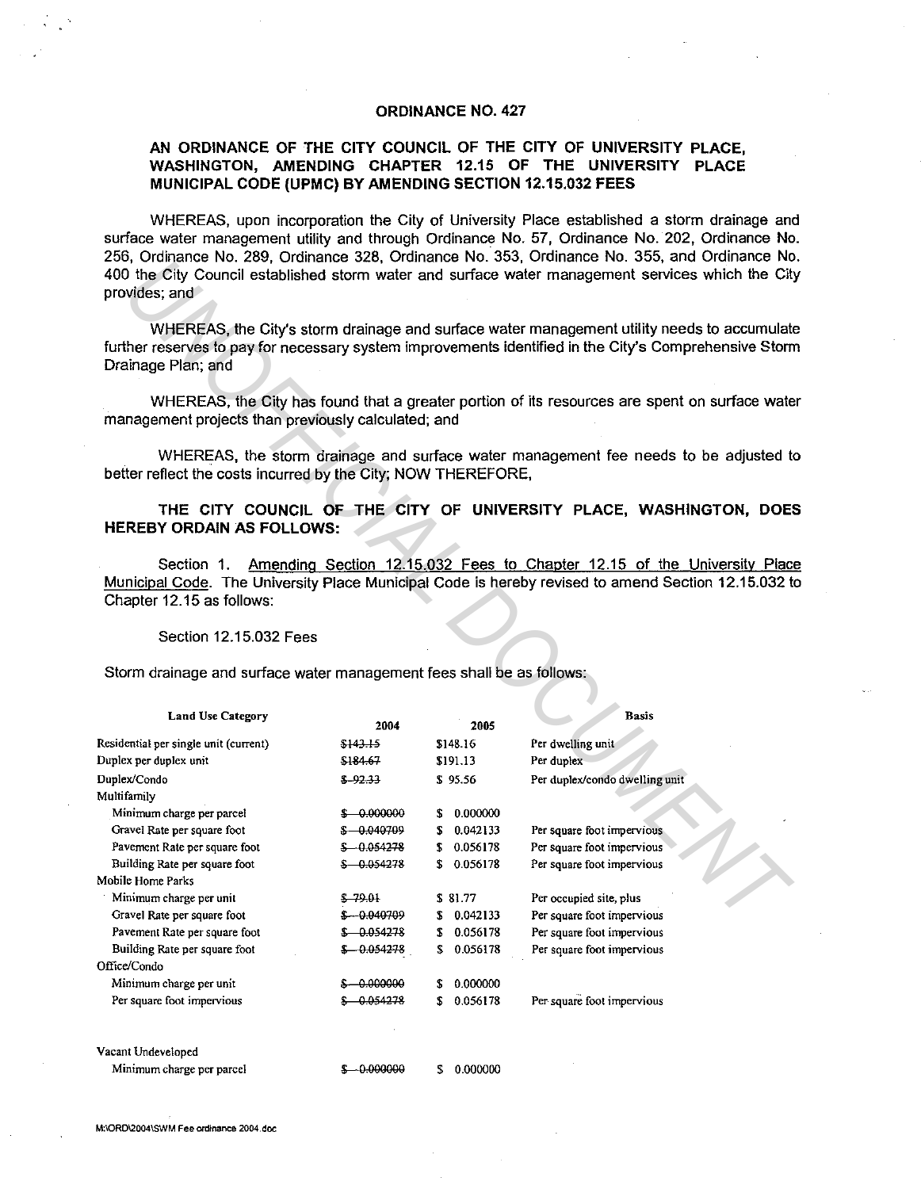# ORDINANCE NO. 427

## AN ORDINANCE OF THE CITY COUNCIL OF THE CITY OF UNIVERSITY PLACE, WASHINGTON, AMENDING CHAPTER 12.15 OF THE UNIVERSITY PLACE MUNICIPAL CODE (UPMC) BY AMENDING SECTION 12.15.032 FEES

WHEREAS, upon incorporation the City of University Place established a storm drainage and surface water management utility and through Ordinance No. 57, Ordinance No. 202, Ordinance No. 256, Ordinance No. 289, Ordinance 328, Ordinance No. 353, Ordinance No. 355, and Ordinance No. 400 the City Council established storm water and surface water management services which the City provides; and

WHEREAS, the City's storm drainage and surface water management utility needs to accumulate further reserves to pay for necessary system improvements identified in the City's Comprehensive Storm Drainage Plan; and

WHEREAS, the City has found that a greater portion of its resources are spent on surface water management projects than previously calculated; and

WHEREAS, the storm drainage and surface water management fee needs to be adjusted to better reflect the costs incurred by the City; NOW THEREFORE,

**THE CITY COUNCIL OF THE CITY OF UNIVERSITY PLACE, WASHINGTON, DOES HEREBY ORDAIN AS FOLLOWS:**

Section 1. Amending Section 12.15.032 Fees to Chapter 12.15 of the University Place Municipal Code. The University Place Municipal Code is hereby revised to amend Section 12.15.032 to Chapter 12.15 as follows:

Section 12.15.032 Fees

Storm drainage and surface water management fees shall be as follows:

| Land Use Category | 2004 | 2005 | Basis |
|---|---|---|---|
| Residential per single unit (current) | ~~$143.15~~ | $148.16 | Per dwelling unit |
| Duplex per duplex unit | ~~$184.67~~ | $191.13 | Per duplex |
| Duplex/Condo | ~~$ 92.33~~ | $ 95.56 | Per duplex/condo dwelling unit |
| Multifamily | | | |
| Minimum charge per parcel | ~~$ 0.000000~~ | $ 0.000000 | |
| Gravel Rate per square foot | ~~$ 0.040709~~ | $ 0.042133 | Per square foot impervious |
| Pavement Rate per square foot | ~~$ 0.054278~~ | $ 0.056178 | Per square foot impervious |
| Building Rate per square foot | ~~$ 0.054278~~ | $ 0.056178 | Per square foot impervious |
| Mobile Home Parks | | | |
| Minimum charge per unit | ~~$ 79.01~~ | $ 81.77 | Per occupied site, plus |
| Gravel Rate per square foot | ~~$ 0.040709~~ | $ 0.042133 | Per square foot impervious |
| Pavement Rate per square foot | ~~$ 0.054278~~ | $ 0.056178 | Per square foot impervious |
| Building Rate per square foot | ~~$ 0.054278~~ | $ 0.056178 | Per square foot impervious |
| Office/Condo | | | |
| Minimum charge per unit | ~~$ 0.000000~~ | $ 0.000000 | |
| Per square foot impervious | ~~$ 0.054278~~ | $ 0.056178 | Per square foot impervious |
| Vacant Undeveloped | | | |
| Minimum charge per parcel | ~~$ 0.000000~~ | $ 0.000000 | |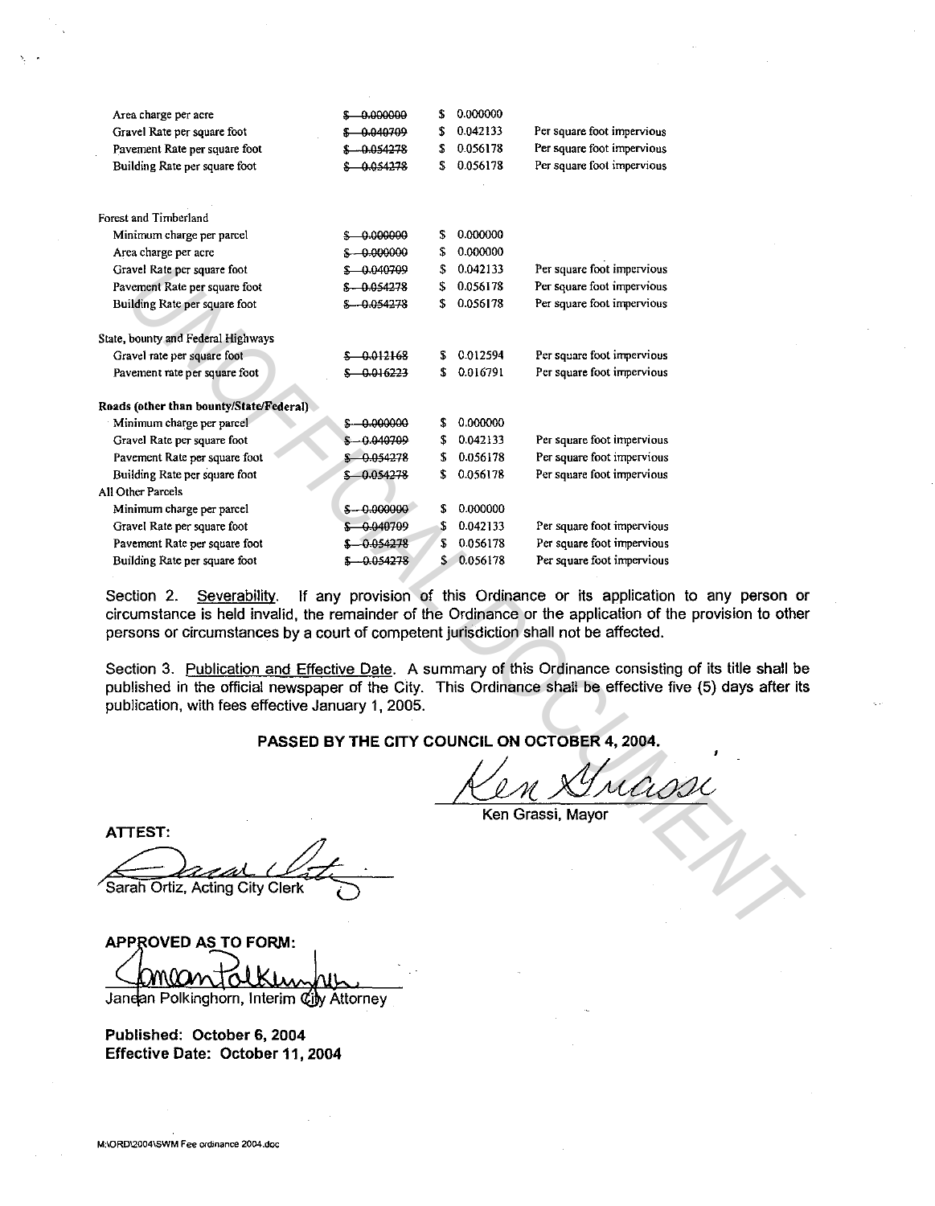| | | | |
|---|---|---|---|
| Area charge per acre | ~~$ 0.000000~~ | $ 0.000000 | |
| Gravel Rate per square foot | ~~$ 0.040709~~ | $ 0.042133 | Per square foot impervious |
| Pavement Rate per square foot | ~~$ 0.054278~~ | $ 0.056178 | Per square foot impervious |
| Building Rate per square foot | ~~$ 0.054278~~ | $ 0.056178 | Per square foot impervious |
| | | | |
| Forest and Timberland | | | |
| Minimum charge per parcel | ~~$ 0.000000~~ | $ 0.000000 | |
| Area charge per acre | ~~$ 0.000000~~ | $ 0.000000 | |
| Gravel Rate per square foot | ~~$ 0.040709~~ | $ 0.042133 | Per square foot impervious |
| Pavement Rate per square foot | ~~$ 0.054278~~ | $ 0.056178 | Per square foot impervious |
| Building Rate per square foot | ~~$ 0.054278~~ | $ 0.056178 | Per square foot impervious |
| | | | |
| State, bounty and Federal Highways | | | |
| Gravel rate per square foot | ~~$ 0.012168~~ | $ 0.012594 | Per square foot impervious |
| Pavement rate per square foot | ~~$ 0.016223~~ | $ 0.016791 | Per square foot impervious |
| | | | |
| **Roads (other than bounty/State/Federal)** | | | |
| Minimum charge per parcel | ~~$ 0.000000~~ | $ 0.000000 | |
| Gravel Rate per square foot | ~~$ 0.040709~~ | $ 0.042133 | Per square foot impervious |
| Pavement Rate per square foot | ~~$ 0.054278~~ | $ 0.056178 | Per square foot impervious |
| Building Rate per square foot | ~~$ 0.054278~~ | $ 0.056178 | Per square foot impervious |
| All Other Parcels | | | |
| Minimum charge per parcel | ~~$ 0.000000~~ | $ 0.000000 | |
| Gravel Rate per square foot | ~~$ 0.040709~~ | $ 0.042133 | Per square foot impervious |
| Pavement Rate per square foot | ~~$ 0.054278~~ | $ 0.056178 | Per square foot impervious |
| Building Rate per square foot | ~~$ 0.054278~~ | $ 0.056178 | Per square foot impervious |

Section 2. Severability. If any provision of this Ordinance or its application to any person or circumstance is held invalid, the remainder of the Ordinance or the application of the provision to other persons or circumstances by a court of competent jurisdiction shall not be affected.

Section 3. Publication and Effective Date. A summary of this Ordinance consisting of its title shall be published in the official newspaper of the City. This Ordinance shall be effective five (5) days after its publication, with fees effective January 1, 2005.

**PASSED BY THE CITY COUNCIL ON OCTOBER 4, 2004.**

Ken Grassi

Ken Grassi, Mayor

**ATTEST:**

Sarah Ortiz

Sarah Ortiz, Acting City Clerk

**APPROVED AS TO FORM:**

Janean Polkinghorn

Janean Polkinghorn, Interim City Attorney

**Published: October 6, 2004**
**Effective Date: October 11, 2004**

M:\ORD\2004\SWM Fee ordinance 2004.doc